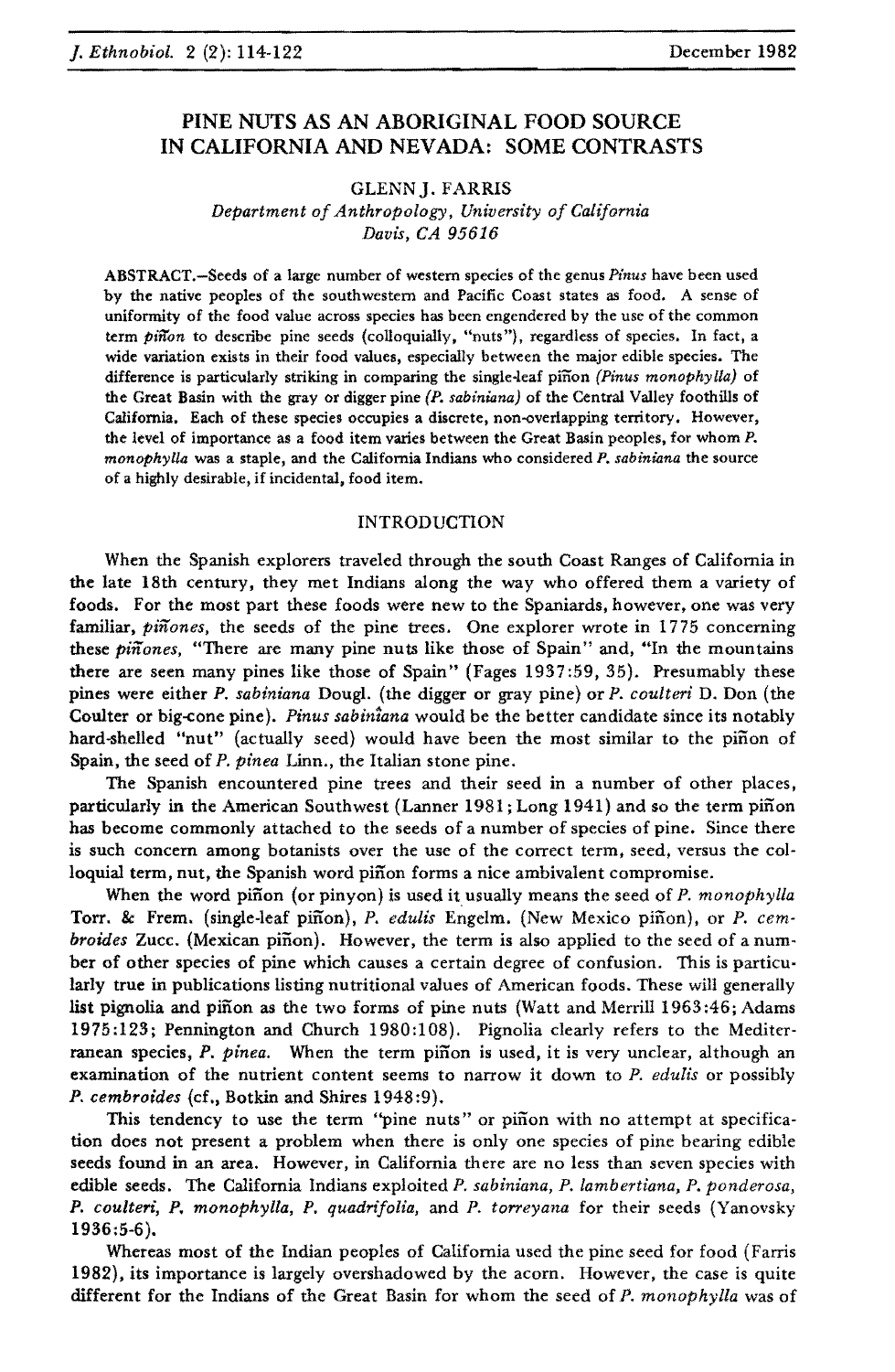# PINE NUTS AS AN ABORIGINAL FOOD SOURCE IN CALIFORNIA AND NEVADA: SOME CONTRASTS

GLENN J. FARRIS

*Department of Anthropology, University of California*
*Davis, CA 95616*

ABSTRACT.–Seeds of a large number of western species of the genus *Pinus* have been used by the native peoples of the southwestern and Pacific Coast states as food. A sense of uniformity of the food value across species has been engendered by the use of the common term *piñon* to describe pine seeds (colloquially, "nuts"), regardless of species. In fact, a wide variation exists in their food values, especially between the major edible species. The difference is particularly striking in comparing the single-leaf piñon *(Pinus monophylla)* of the Great Basin with the gray or digger pine *(P. sabiniana)* of the Central Valley foothills of California. Each of these species occupies a discrete, non-overlapping territory. However, the level of importance as a food item varies between the Great Basin peoples, for whom *P. monophylla* was a staple, and the California Indians who considered *P. sabiniana* the source of a highly desirable, if incidental, food item.

## INTRODUCTION

When the Spanish explorers traveled through the south Coast Ranges of California in the late 18th century, they met Indians along the way who offered them a variety of foods. For the most part these foods were new to the Spaniards, however, one was very familiar, *piñones*, the seeds of the pine trees. One explorer wrote in 1775 concerning these *piñones*, "There are many pine nuts like those of Spain" and, "In the mountains there are seen many pines like those of Spain" (Fages 1937:59, 35). Presumably these pines were either *P. sabiniana* Dougl. (the digger or gray pine) or *P. coulteri* D. Don (the Coulter or big-cone pine). *Pinus sabiniana* would be the better candidate since its notably hard-shelled "nut" (actually seed) would have been the most similar to the piñon of Spain, the seed of *P. pinea* Linn., the Italian stone pine.

The Spanish encountered pine trees and their seed in a number of other places, particularly in the American Southwest (Lanner 1981; Long 1941) and so the term piñon has become commonly attached to the seeds of a number of species of pine. Since there is such concern among botanists over the use of the correct term, seed, versus the colloquial term, nut, the Spanish word piñon forms a nice ambivalent compromise.

When the word piñon (or pinyon) is used it usually means the seed of *P. monophylla* Torr. & Frem. (single-leaf piñon), *P. edulis* Engelm. (New Mexico piñon), or *P. cembroides* Zucc. (Mexican piñon). However, the term is also applied to the seed of a number of other species of pine which causes a certain degree of confusion. This is particularly true in publications listing nutritional values of American foods. These will generally list pignolia and piñon as the two forms of pine nuts (Watt and Merrill 1963:46; Adams 1975:123; Pennington and Church 1980:108). Pignolia clearly refers to the Mediterranean species, *P. pinea*. When the term piñon is used, it is very unclear, although an examination of the nutrient content seems to narrow it down to *P. edulis* or possibly *P. cembroides* (cf., Botkin and Shires 1948:9).

This tendency to use the term "pine nuts" or piñon with no attempt at specification does not present a problem when there is only one species of pine bearing edible seeds found in an area. However, in California there are no less than seven species with edible seeds. The California Indians exploited *P. sabiniana, P. lambertiana, P. ponderosa, P. coulteri, P. monophylla, P. quadrifolia,* and *P. torreyana* for their seeds (Yanovsky 1936:5-6).

Whereas most of the Indian peoples of California used the pine seed for food (Farris 1982), its importance is largely overshadowed by the acorn. However, the case is quite different for the Indians of the Great Basin for whom the seed of *P. monophylla* was of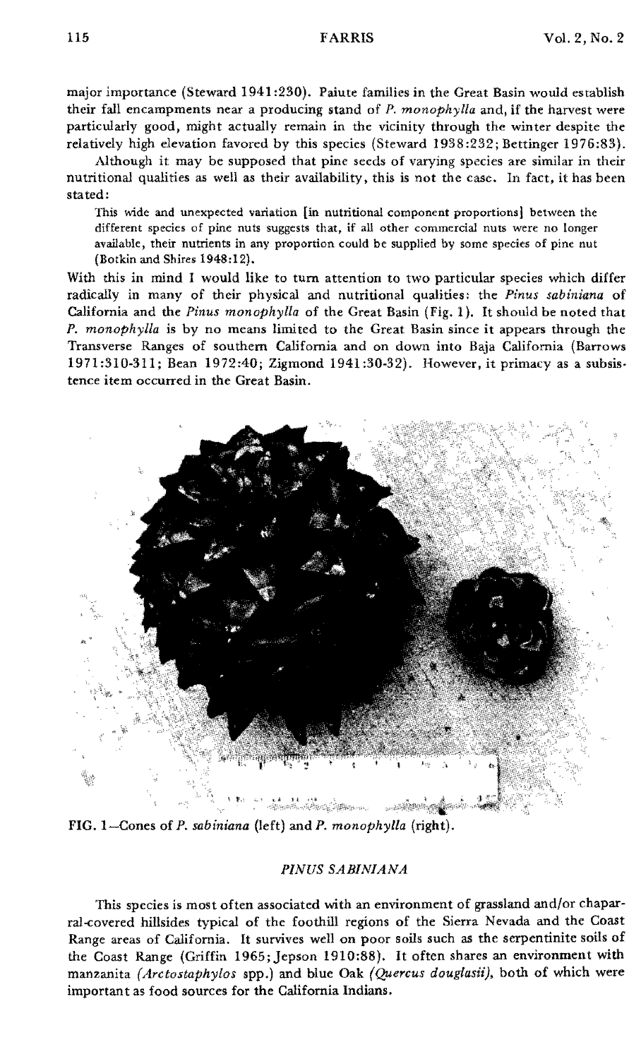major importance (Steward 1941:230). Paiute families in the Great Basin would establish their fall encampments near a producing stand of *P. monophylla* and, if the harvest were particularly good, might actually remain in the vicinity through the winter despite the relatively high elevation favored by this species (Steward 1938:232; Bettinger 1976:83).

Although it may be supposed that pine seeds of varying species are similar in their nutritional qualities as well as their availability, this is not the case. In fact, it has been stated:

> This wide and unexpected variation [in nutritional component proportions] between the different species of pine nuts suggests that, if all other commercial nuts were no longer available, their nutrients in any proportion could be supplied by some species of pine nut (Botkin and Shires 1948:12).

With this in mind I would like to turn attention to two particular species which differ radically in many of their physical and nutritional qualities: the *Pinus sabiniana* of California and the *Pinus monophylla* of the Great Basin (Fig. 1). It should be noted that *P. monophylla* is by no means limited to the Great Basin since it appears through the Transverse Ranges of southern California and on down into Baja California (Barrows 1971:310-311; Bean 1972:40; Zigmond 1941:30-32). However, it primacy as a subsistence item occurred in the Great Basin.

FIG. 1—Cones of *P. sabiniana* (left) and *P. monophylla* (right).

## *PINUS SABINIANA*

This species is most often associated with an environment of grassland and/or chaparral-covered hillsides typical of the foothill regions of the Sierra Nevada and the Coast Range areas of California. It survives well on poor soils such as the serpentinite soils of the Coast Range (Griffin 1965; Jepson 1910:88). It often shares an environment with manzanita *(Arctostaphylos* spp.) and blue Oak *(Quercus douglasii)*, both of which were important as food sources for the California Indians.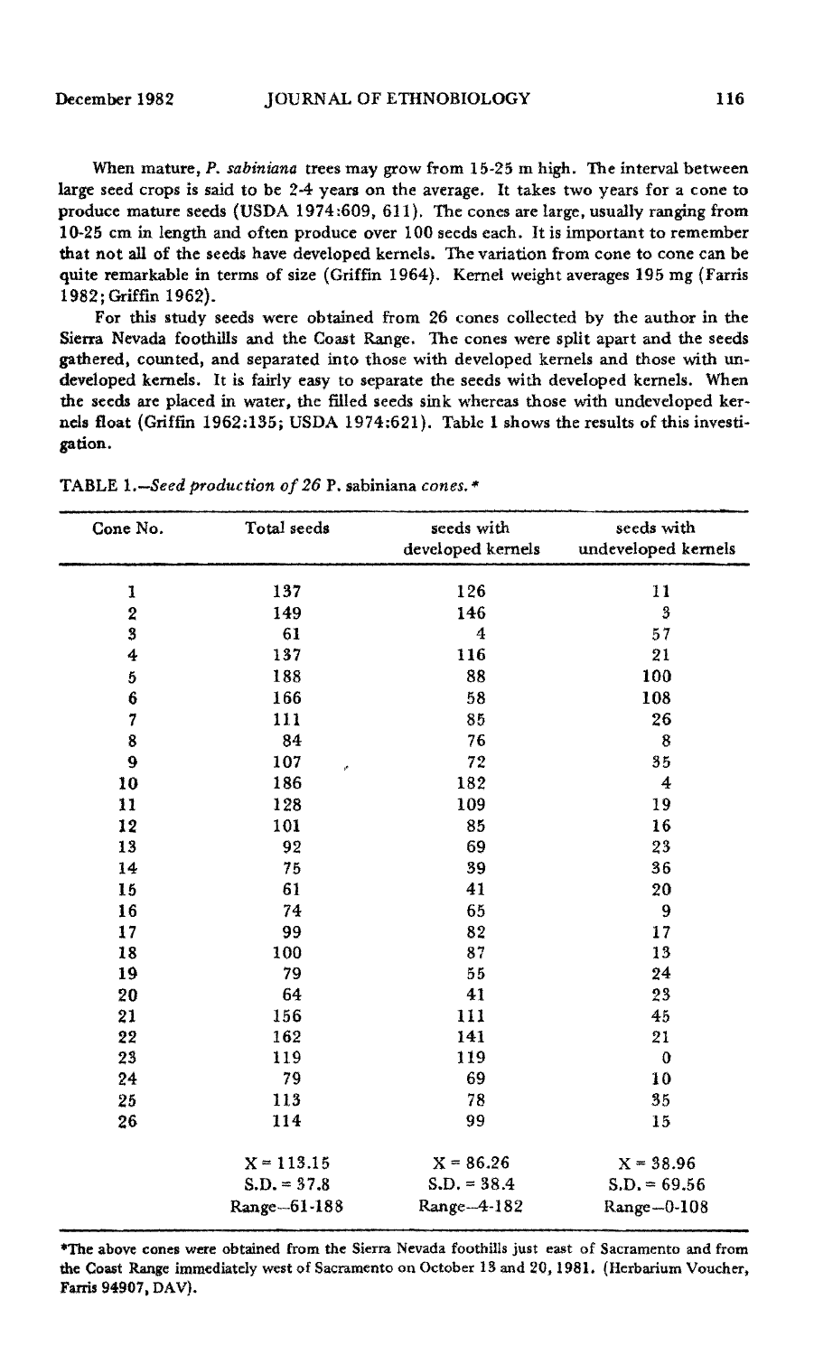When mature, *P. sabiniana* trees may grow from 15-25 m high. The interval between large seed crops is said to be 2-4 years on the average. It takes two years for a cone to produce mature seeds (USDA 1974:609, 611). The cones are large, usually ranging from 10-25 cm in length and often produce over 100 seeds each. It is important to remember that not all of the seeds have developed kernels. The variation from cone to cone can be quite remarkable in terms of size (Griffin 1964). Kernel weight averages 195 mg (Farris 1982; Griffin 1962).

For this study seeds were obtained from 26 cones collected by the author in the Sierra Nevada foothills and the Coast Range. The cones were split apart and the seeds gathered, counted, and separated into those with developed kernels and those with undeveloped kernels. It is fairly easy to separate the seeds with developed kernels. When the seeds are placed in water, the filled seeds sink whereas those with undeveloped kernels float (Griffin 1962:135; USDA 1974:621). Table 1 shows the results of this investigation.

TABLE 1.—*Seed production of 26* P. sabiniana *cones.**

| Cone No. | Total seeds | seeds with developed kernels | seeds with undeveloped kernels |
|---|---|---|---|
| 1 | 137 | 126 | 11 |
| 2 | 149 | 146 | 3 |
| 3 | 61 | 4 | 57 |
| 4 | 137 | 116 | 21 |
| 5 | 188 | 88 | 100 |
| 6 | 166 | 58 | 108 |
| 7 | 111 | 85 | 26 |
| 8 | 84 | 76 | 8 |
| 9 | 107 | 72 | 35 |
| 10 | 186 | 182 | 4 |
| 11 | 128 | 109 | 19 |
| 12 | 101 | 85 | 16 |
| 13 | 92 | 69 | 23 |
| 14 | 75 | 39 | 36 |
| 15 | 61 | 41 | 20 |
| 16 | 74 | 65 | 9 |
| 17 | 99 | 82 | 17 |
| 18 | 100 | 87 | 13 |
| 19 | 79 | 55 | 24 |
| 20 | 64 | 41 | 23 |
| 21 | 156 | 111 | 45 |
| 22 | 162 | 141 | 21 |
| 23 | 119 | 119 | 0 |
| 24 | 79 | 69 | 10 |
| 25 | 113 | 78 | 35 |
| 26 | 114 | 99 | 15 |
| | X = 113.15 | X = 86.26 | X = 38.96 |
| | S.D. = 37.8 | S.D. = 38.4 | S.D. = 69.56 |
| | Range—61-188 | Range—4-182 | Range—0-108 |

*The above cones were obtained from the Sierra Nevada foothills just east of Sacramento and from the Coast Range immediately west of Sacramento on October 13 and 20, 1981. (Herbarium Voucher, Farris 94907, DAV).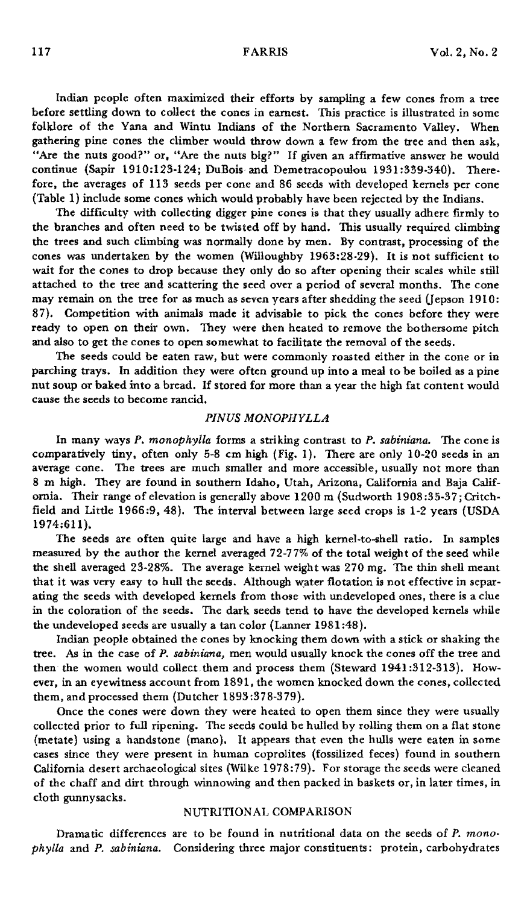Indian people often maximized their efforts by sampling a few cones from a tree before settling down to collect the cones in earnest. This practice is illustrated in some folklore of the Yana and Wintu Indians of the Northern Sacramento Valley. When gathering pine cones the climber would throw down a few from the tree and then ask, "Are the nuts good?" or, "Are the nuts big?" If given an affirmative answer he would continue (Sapir 1910:123-124; DuBois and Demetracopoulou 1931:339-340). Therefore, the averages of 113 seeds per cone and 86 seeds with developed kernels per cone (Table 1) include some cones which would probably have been rejected by the Indians.

The difficulty with collecting digger pine cones is that they usually adhere firmly to the branches and often need to be twisted off by hand. This usually required climbing the trees and such climbing was normally done by men. By contrast, processing of the cones was undertaken by the women (Willoughby 1963:28-29). It is not sufficient to wait for the cones to drop because they only do so after opening their scales while still attached to the tree and scattering the seed over a period of several months. The cone may remain on the tree for as much as seven years after shedding the seed (Jepson 1910: 87). Competition with animals made it advisable to pick the cones before they were ready to open on their own. They were then heated to remove the bothersome pitch and also to get the cones to open somewhat to facilitate the removal of the seeds.

The seeds could be eaten raw, but were commonly roasted either in the cone or in parching trays. In addition they were often ground up into a meal to be boiled as a pine nut soup or baked into a bread. If stored for more than a year the high fat content would cause the seeds to become rancid.

## *PINUS MONOPHYLLA*

In many ways *P. monophylla* forms a striking contrast to *P. sabiniana*. The cone is comparatively tiny, often only 5-8 cm high (Fig. 1). There are only 10-20 seeds in an average cone. The trees are much smaller and more accessible, usually not more than 8 m high. They are found in southern Idaho, Utah, Arizona, California and Baja California. Their range of elevation is generally above 1200 m (Sudworth 1908:35-37; Critchfield and Little 1966:9, 48). The interval between large seed crops is 1-2 years (USDA 1974:611).

The seeds are often quite large and have a high kernel-to-shell ratio. In samples measured by the author the kernel averaged 72-77% of the total weight of the seed while the shell averaged 23-28%. The average kernel weight was 270 mg. The thin shell meant that it was very easy to hull the seeds. Although water flotation is not effective in separating the seeds with developed kernels from those with undeveloped ones, there is a clue in the coloration of the seeds. The dark seeds tend to have the developed kernels while the undeveloped seeds are usually a tan color (Lanner 1981:48).

Indian people obtained the cones by knocking them down with a stick or shaking the tree. As in the case of *P. sabiniana*, men would usually knock the cones off the tree and then the women would collect them and process them (Steward 1941:312-313). However, in an eyewitness account from 1891, the women knocked down the cones, collected them, and processed them (Dutcher 1893:378-379).

Once the cones were down they were heated to open them since they were usually collected prior to full ripening. The seeds could be hulled by rolling them on a flat stone (metate) using a handstone (mano). It appears that even the hulls were eaten in some cases since they were present in human coprolites (fossilized feces) found in southern California desert archaeological sites (Wilke 1978:79). For storage the seeds were cleaned of the chaff and dirt through winnowing and then packed in baskets or, in later times, in cloth gunnysacks.

## NUTRITIONAL COMPARISON

Dramatic differences are to be found in nutritional data on the seeds of *P. monophylla* and *P. sabiniana*. Considering three major constituents: protein, carbohydrates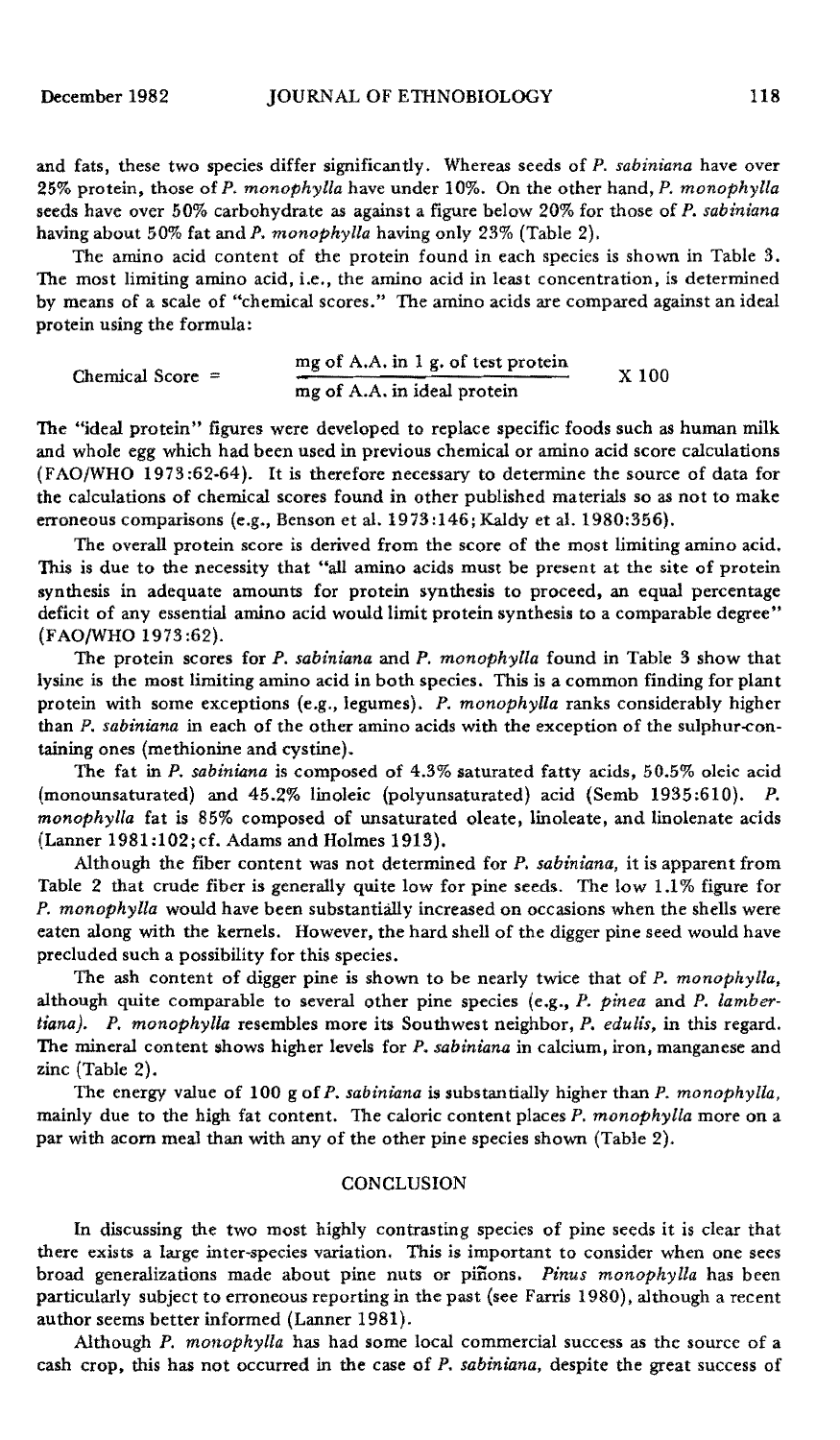and fats, these two species differ significantly. Whereas seeds of *P. sabiniana* have over 25% protein, those of *P. monophylla* have under 10%. On the other hand, *P. monophylla* seeds have over 50% carbohydrate as against a figure below 20% for those of *P. sabiniana* having about 50% fat and *P. monophylla* having only 23% (Table 2).

The amino acid content of the protein found in each species is shown in Table 3. The most limiting amino acid, i.e., the amino acid in least concentration, is determined by means of a scale of "chemical scores." The amino acids are compared against an ideal protein using the formula:

$$\text{Chemical Score} = \frac{\text{mg of A.A. in 1 g. of test protein}}{\text{mg of A.A. in ideal protein}} \times 100$$

The "ideal protein" figures were developed to replace specific foods such as human milk and whole egg which had been used in previous chemical or amino acid score calculations (FAO/WHO 1973:62-64). It is therefore necessary to determine the source of data for the calculations of chemical scores found in other published materials so as not to make erroneous comparisons (e.g., Benson et al. 1973:146; Kaldy et al. 1980:356).

The overall protein score is derived from the score of the most limiting amino acid. This is due to the necessity that "all amino acids must be present at the site of protein synthesis in adequate amounts for protein synthesis to proceed, an equal percentage deficit of any essential amino acid would limit protein synthesis to a comparable degree" (FAO/WHO 1973:62).

The protein scores for *P. sabiniana* and *P. monophylla* found in Table 3 show that lysine is the most limiting amino acid in both species. This is a common finding for plant protein with some exceptions (e.g., legumes). *P. monophylla* ranks considerably higher than *P. sabiniana* in each of the other amino acids with the exception of the sulphur-containing ones (methionine and cystine).

The fat in *P. sabiniana* is composed of 4.3% saturated fatty acids, 50.5% oleic acid (monounsaturated) and 45.2% linoleic (polyunsaturated) acid (Semb 1935:610). *P. monophylla* fat is 85% composed of unsaturated oleate, linoleate, and linolenate acids (Lanner 1981:102; cf. Adams and Holmes 1913).

Although the fiber content was not determined for *P. sabiniana*, it is apparent from Table 2 that crude fiber is generally quite low for pine seeds. The low 1.1% figure for *P. monophylla* would have been substantially increased on occasions when the shells were eaten along with the kernels. However, the hard shell of the digger pine seed would have precluded such a possibility for this species.

The ash content of digger pine is shown to be nearly twice that of *P. monophylla*, although quite comparable to several other pine species (e.g., *P. pinea* and *P. lambertiana*). *P. monophylla* resembles more its Southwest neighbor, *P. edulis*, in this regard. The mineral content shows higher levels for *P. sabiniana* in calcium, iron, manganese and zinc (Table 2).

The energy value of 100 g of *P. sabiniana* is substantially higher than *P. monophylla*, mainly due to the high fat content. The caloric content places *P. monophylla* more on a par with acorn meal than with any of the other pine species shown (Table 2).

## CONCLUSION

In discussing the two most highly contrasting species of pine seeds it is clear that there exists a large inter-species variation. This is important to consider when one sees broad generalizations made about pine nuts or piñons. *Pinus monophylla* has been particularly subject to erroneous reporting in the past (see Farris 1980), although a recent author seems better informed (Lanner 1981).

Although *P. monophylla* has had some local commercial success as the source of a cash crop, this has not occurred in the case of *P. sabiniana*, despite the great success of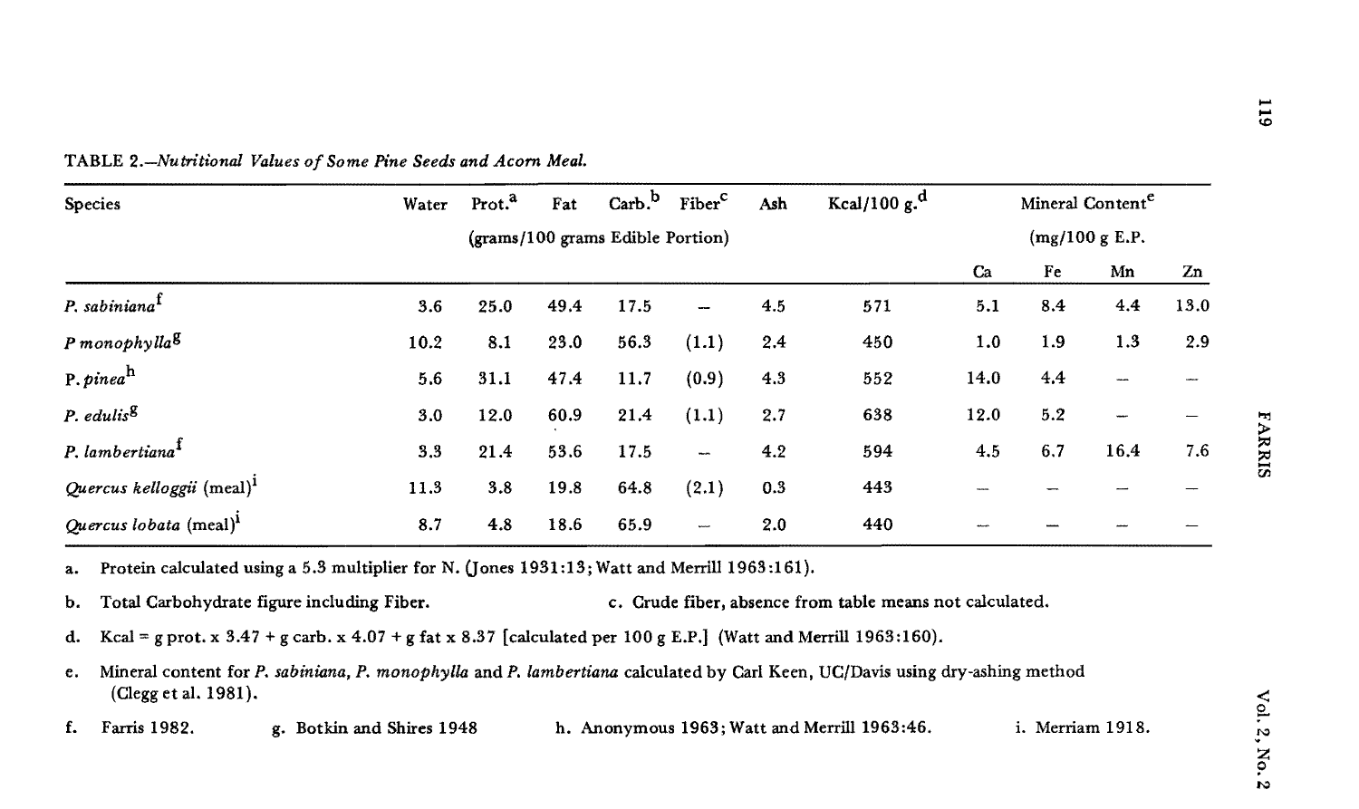TABLE 2.—*Nutritional Values of Some Pine Seeds and Acorn Meal.*

| Species | Water | Prot.[a] | Fat | Carb.[b] | Fiber[c] | Ash | Kcal/100 g.[d] | Mineral Content[e] (mg/100 g E.P.) | | | |
|---|---|---|---|---|---|---|---|---|---|---|---|
| | (grams/100 grams Edible Portion) | | | | | | | Ca | Fe | Mn | Zn |
| *P. sabiniana*[f] | 3.6 | 25.0 | 49.4 | 17.5 | — | 4.5 | 571 | 5.1 | 8.4 | 4.4 | 13.0 |
| *P monophylla*[g] | 10.2 | 8.1 | 23.0 | 56.3 | (1.1) | 2.4 | 450 | 1.0 | 1.9 | 1.3 | 2.9 |
| P. *pinea*[h] | 5.6 | 31.1 | 47.4 | 11.7 | (0.9) | 4.3 | 552 | 14.0 | 4.4 | — | — |
| *P. edulis*[g] | 3.0 | 12.0 | 60.9 | 21.4 | (1.1) | 2.7 | 638 | 12.0 | 5.2 | — | — |
| *P. lambertiana*[f] | 3.3 | 21.4 | 53.6 | 17.5 | — | 4.2 | 594 | 4.5 | 6.7 | 16.4 | 7.6 |
| *Quercus kelloggii* (meal)[i] | 11.3 | 3.8 | 19.8 | 64.8 | (2.1) | 0.3 | 443 | — | — | — | — |
| *Quercus lobata* (meal)[i] | 8.7 | 4.8 | 18.6 | 65.9 | — | 2.0 | 440 | — | — | — | — |

a. Protein calculated using a 5.3 multiplier for N. (Jones 1931:13; Watt and Merrill 1963:161).

b. Total Carbohydrate figure including Fiber.

c. Crude fiber, absence from table means not calculated.

d. Kcal = g prot. x 3.47 + g carb. x 4.07 + g fat x 8.37 [calculated per 100 g E.P.] (Watt and Merrill 1963:160).

e. Mineral content for *P. sabiniana*, *P. monophylla* and *P. lambertiana* calculated by Carl Keen, UC/Davis using dry-ashing method (Clegg et al. 1981).

f. Farris 1982.

g. Botkin and Shires 1948

h. Anonymous 1963; Watt and Merrill 1963:46.

i. Merriam 1918.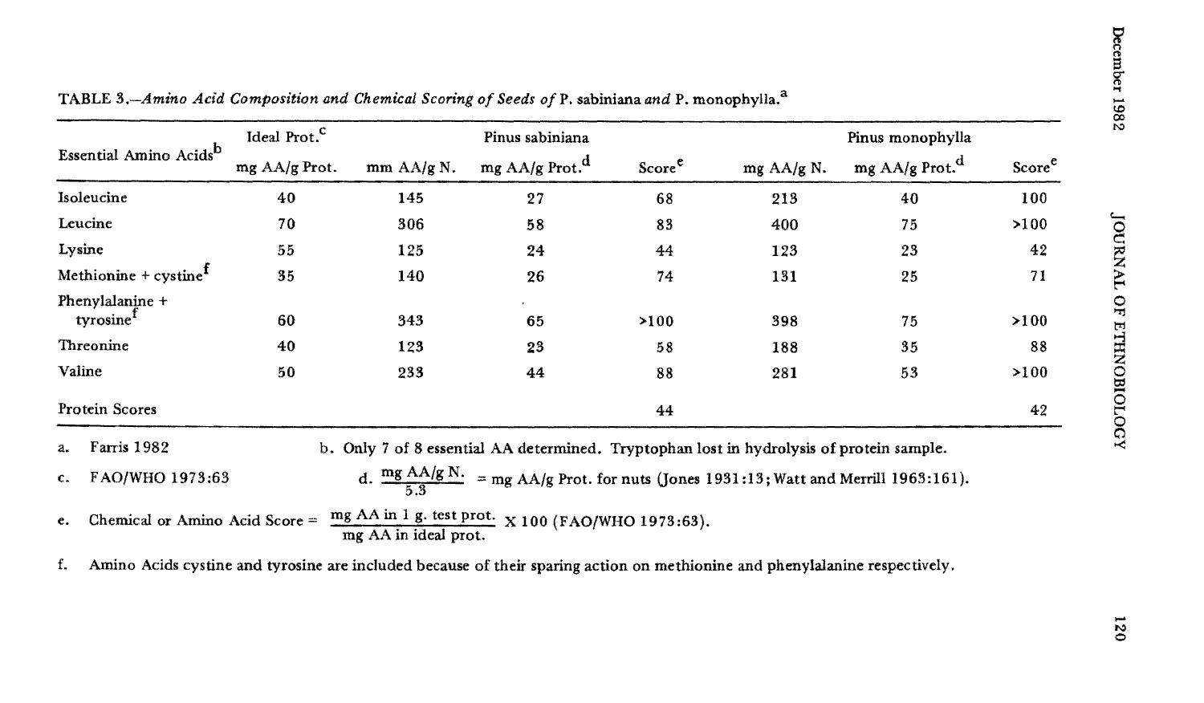TABLE 3.—*Amino Acid Composition and Chemical Scoring of Seeds of* P. sabiniana *and* P. monophylla.[a]

| Essential Amino Acids[b] | Ideal Prot.[c] | Pinus sabiniana | | | Pinus monophylla | | |
|---|---|---|---|---|---|---|---|
| | mg AA/g Prot. | mm AA/g N. | mg AA/g Prot.[d] | Score[e] | mg AA/g N. | mg AA/g Prot.[d] | Score[e] |
| Isoleucine | 40 | 145 | 27 | 68 | 213 | 40 | 100 |
| Leucine | 70 | 306 | 58 | 83 | 400 | 75 | >100 |
| Lysine | 55 | 125 | 24 | 44 | 123 | 23 | 42 |
| Methionine + cystine[f] | 35 | 140 | 26 | 74 | 131 | 25 | 71 |
| Phenylalanine + tyrosine[f] | 60 | 343 | 65 | >100 | 398 | 75 | >100 |
| Threonine | 40 | 123 | 23 | 58 | 188 | 35 | 88 |
| Valine | 50 | 233 | 44 | 88 | 281 | 53 | >100 |
| Protein Scores | | | | 44 | | | 42 |

a. Farris 1982

b. Only 7 of 8 essential AA determined. Tryptophan lost in hydrolysis of protein sample.

c. FAO/WHO 1973:63

d. $\frac{\text{mg AA/g N.}}{5.3}$ = mg AA/g Prot. for nuts (Jones 1931:13; Watt and Merrill 1963:161).

e. Chemical or Amino Acid Score = $\frac{\text{mg AA in 1 g. test prot.}}{\text{mg AA in ideal prot.}} \times 100$ (FAO/WHO 1973:63).

f. Amino Acids cystine and tyrosine are included because of their sparing action on methionine and phenylalanine respectively.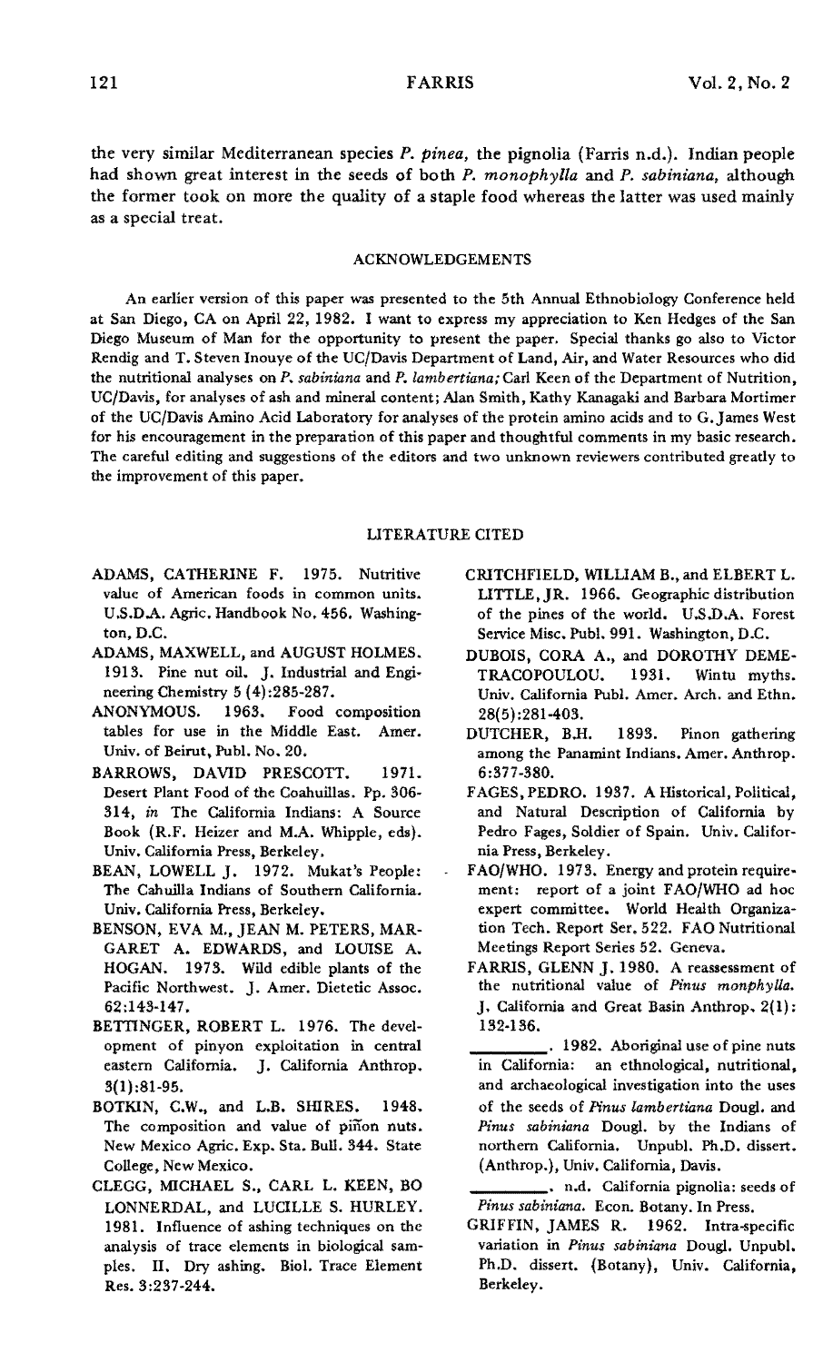the very similar Mediterranean species *P. pinea*, the pignolia (Farris n.d.). Indian people had shown great interest in the seeds of both *P. monophylla* and *P. sabiniana*, although the former took on more the quality of a staple food whereas the latter was used mainly as a special treat.

## ACKNOWLEDGEMENTS

An earlier version of this paper was presented to the 5th Annual Ethnobiology Conference held at San Diego, CA on April 22, 1982. I want to express my appreciation to Ken Hedges of the San Diego Museum of Man for the opportunity to present the paper. Special thanks go also to Victor Rendig and T. Steven Inouye of the UC/Davis Department of Land, Air, and Water Resources who did the nutritional analyses on *P. sabiniana* and *P. lambertiana;* Carl Keen of the Department of Nutrition, UC/Davis, for analyses of ash and mineral content; Alan Smith, Kathy Kanagaki and Barbara Mortimer of the UC/Davis Amino Acid Laboratory for analyses of the protein amino acids and to G. James West for his encouragement in the preparation of this paper and thoughtful comments in my basic research. The careful editing and suggestions of the editors and two unknown reviewers contributed greatly to the improvement of this paper.

## LITERATURE CITED

ADAMS, CATHERINE F. 1975. Nutritive value of American foods in common units. U.S.D.A. Agric. Handbook No. 456. Washington, D.C.

ADAMS, MAXWELL, and AUGUST HOLMES. 1913. Pine nut oil. J. Industrial and Engineering Chemistry 5 (4):285-287.

ANONYMOUS. 1963. Food composition tables for use in the Middle East. Amer. Univ. of Beirut, Publ. No. 20.

BARROWS, DAVID PRESCOTT. 1971. Desert Plant Food of the Coahuillas. Pp. 306-314, *in* The California Indians: A Source Book (R.F. Heizer and M.A. Whipple, eds). Univ. California Press, Berkeley.

BEAN, LOWELL J. 1972. Mukat's People: The Cahuilla Indians of Southern California. Univ. California Press, Berkeley.

BENSON, EVA M., JEAN M. PETERS, MARGARET A. EDWARDS, and LOUISE A. HOGAN. 1973. Wild edible plants of the Pacific Northwest. J. Amer. Dietetic Assoc. 62:143-147.

BETTINGER, ROBERT L. 1976. The development of pinyon exploitation in central eastern California. J. California Anthrop. 3(1):81-95.

BOTKIN, C.W., and L.B. SHIRES. 1948. The composition and value of piñon nuts. New Mexico Agric. Exp. Sta. Bull. 344. State College, New Mexico.

CLEGG, MICHAEL S., CARL L. KEEN, BO LONNERDAL, and LUCILLE S. HURLEY. 1981. Influence of ashing techniques on the analysis of trace elements in biological samples. II. Dry ashing. Biol. Trace Element Res. 3:237-244.

CRITCHFIELD, WILLIAM B., and ELBERT L. LITTLE, JR. 1966. Geographic distribution of the pines of the world. U.S.D.A. Forest Service Misc. Publ. 991. Washington, D.C.

DUBOIS, CORA A., and DOROTHY DEMETRACOPOULOU. 1931. Wintu myths. Univ. California Publ. Amer. Arch. and Ethn. 28(5):281-403.

DUTCHER, B.H. 1893. Pinon gathering among the Panamint Indians. Amer. Anthrop. 6:377-380.

FAGES, PEDRO. 1937. A Historical, Political, and Natural Description of California by Pedro Fages, Soldier of Spain. Univ. California Press, Berkeley.

FAO/WHO. 1973. Energy and protein requirement: report of a joint FAO/WHO ad hoc expert committee. World Health Organization Tech. Report Ser. 522. FAO Nutritional Meetings Report Series 52. Geneva.

FARRIS, GLENN J. 1980. A reassessment of the nutritional value of *Pinus monphylla.* J. California and Great Basin Anthrop. 2(1): 132-136.

\_\_\_\_\_\_\_\_\_\_. 1982. Aboriginal use of pine nuts in California: an ethnological, nutritional, and archaeological investigation into the uses of the seeds of *Pinus lambertiana* Dougl. and *Pinus sabiniana* Dougl. by the Indians of northern California. Unpubl. Ph.D. dissert. (Anthrop.), Univ. California, Davis.

\_\_\_\_\_\_\_\_\_\_. n.d. California pignolia: seeds of *Pinus sabiniana.* Econ. Botany. In Press.

GRIFFIN, JAMES R. 1962. Intra-specific variation in *Pinus sabiniana* Dougl. Unpubl. Ph.D. dissert. (Botany), Univ. California, Berkeley.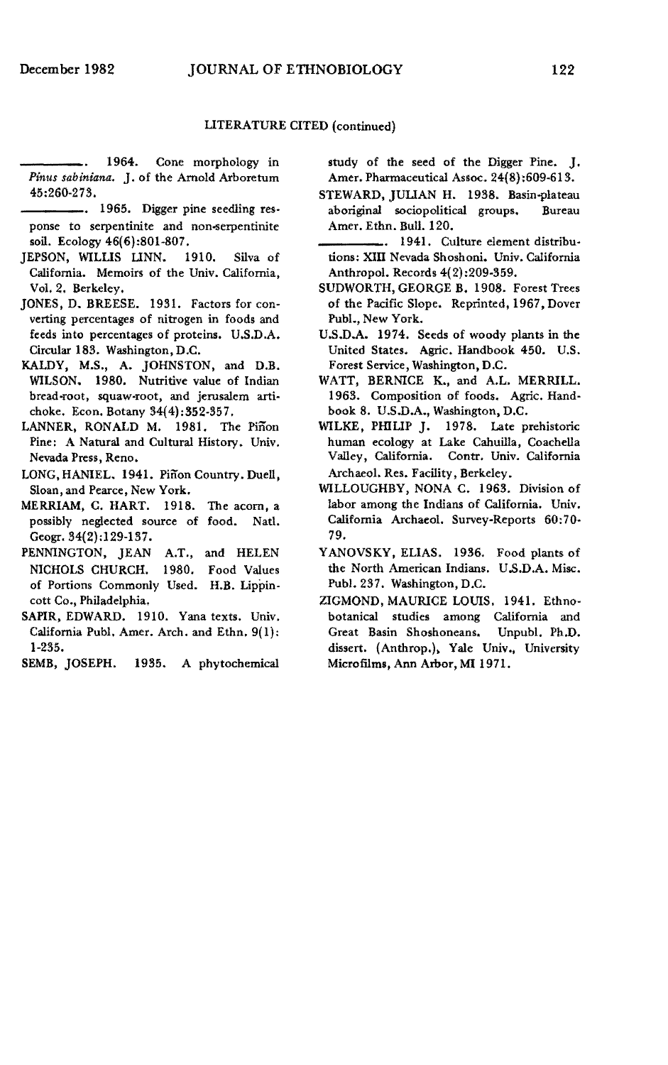LITERATURE CITED (continued)

———. 1964. Cone morphology in *Pinus sabiniana*. J. of the Arnold Arboretum 45:260-273.

———. 1965. Digger pine seedling response to serpentinite and non-serpentinite soil. Ecology 46(6):801-807.

JEPSON, WILLIS LINN. 1910. Silva of California. Memoirs of the Univ. California, Vol. 2. Berkeley.

JONES, D. BREESE. 1931. Factors for converting percentages of nitrogen in foods and feeds into percentages of proteins. U.S.D.A. Circular 183. Washington, D.C.

KALDY, M.S., A. JOHNSTON, and D.B. WILSON. 1980. Nutritive value of Indian bread-root, squaw-root, and jerusalem artichoke. Econ. Botany 34(4):352-357.

LANNER, RONALD M. 1981. The Piñon Pine: A Natural and Cultural History. Univ. Nevada Press, Reno.

LONG, HANIEL. 1941. Piñon Country. Duell, Sloan, and Pearce, New York.

MERRIAM, C. HART. 1918. The acorn, a possibly neglected source of food. Natl. Geogr. 34(2):129-137.

PENNINGTON, JEAN A.T., and HELEN NICHOLS CHURCH. 1980. Food Values of Portions Commonly Used. H.B. Lippincott Co., Philadelphia.

SAPIR, EDWARD. 1910. Yana texts. Univ. California Publ. Amer. Arch. and Ethn. 9(1): 1-235.

SEMB, JOSEPH. 1935. A phytochemical study of the seed of the Digger Pine. J. Amer. Pharmaceutical Assoc. 24(8):609-613.

STEWARD, JULIAN H. 1938. Basin-plateau aboriginal sociopolitical groups. Bureau Amer. Ethn. Bull. 120.

———. 1941. Culture element distributions: XIII Nevada Shoshoni. Univ. California Anthropol. Records 4(2):209-359.

SUDWORTH, GEORGE B. 1908. Forest Trees of the Pacific Slope. Reprinted, 1967, Dover Publ., New York.

U.S.D.A. 1974. Seeds of woody plants in the United States. Agric. Handbook 450. U.S. Forest Service, Washington, D.C.

WATT, BERNICE K., and A.L. MERRILL. 1963. Composition of foods. Agric. Handbook 8. U.S.D.A., Washington, D.C.

WILKE, PHILIP J. 1978. Late prehistoric human ecology at Lake Cahuilla, Coachella Valley, California. Contr. Univ. California Archaeol. Res. Facility, Berkeley.

WILLOUGHBY, NONA C. 1963. Division of labor among the Indians of California. Univ. California Archaeol. Survey-Reports 60:70-79.

YANOVSKY, ELIAS. 1936. Food plants of the North American Indians. U.S.D.A. Misc. Publ. 237. Washington, D.C.

ZIGMOND, MAURICE LOUIS. 1941. Ethnobotanical studies among California and Great Basin Shoshoneans. Unpubl. Ph.D. dissert. (Anthrop.), Yale Univ., University Microfilms, Ann Arbor, MI 1971.